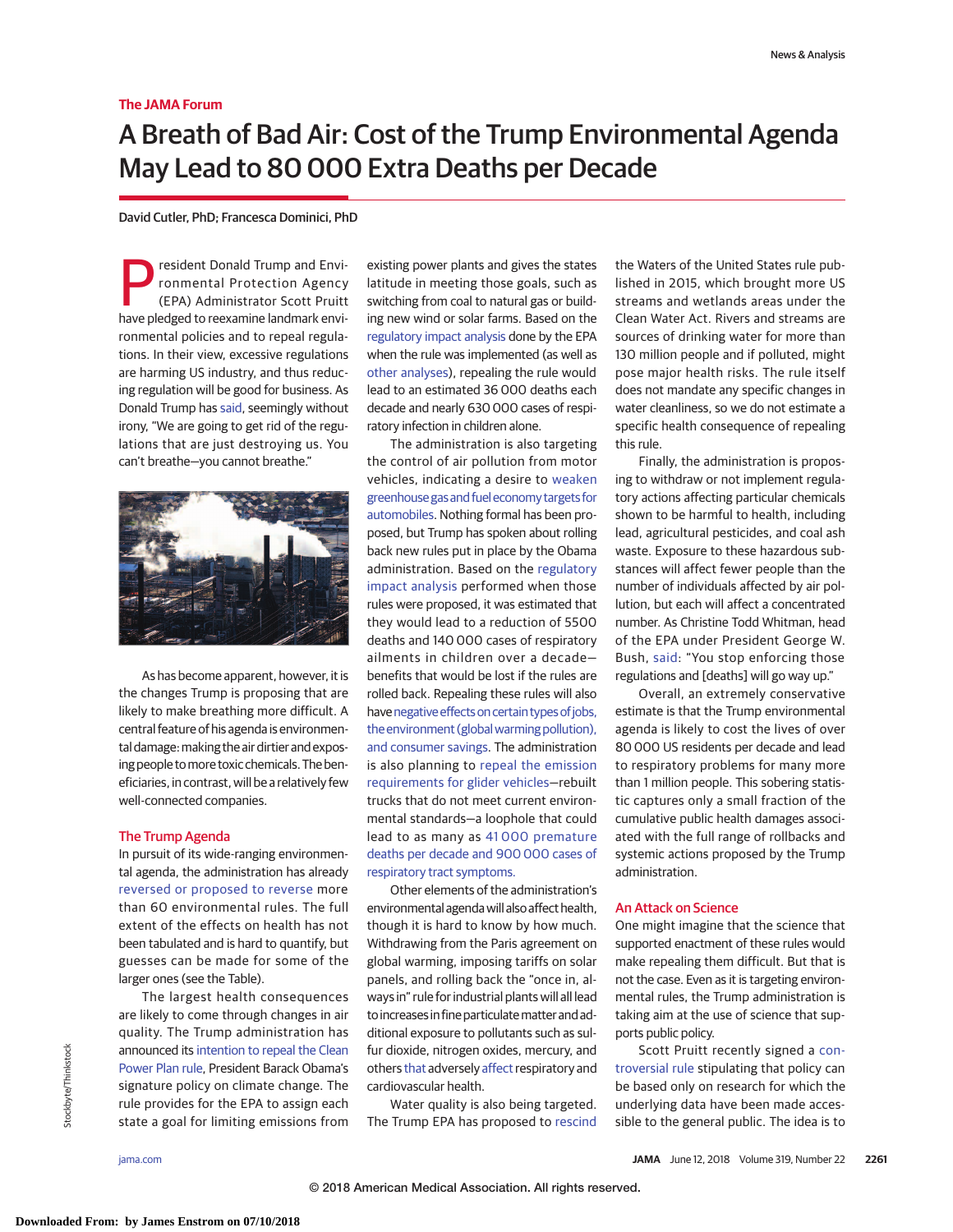The JAMA Forum

# A Breath of Bad Air: Cost of the Trump Environmental Agenda May Lead to 80 000 Extra Deaths per Decade

David Cutler, PhD; Francesca Dominici, PhD

President Donald Trump and Environmental Protection Agency (EPA) Administrator Scott Pruitt have pledged to reexamine landmark environmental policies and to repeal regulations. In their view, excessive regulations are harming US industry, and thus reducing regulation will be good for business. As Donald Trump has said, seemingly without irony, "We are going to get rid of the regulations that are just destroying us. You can't breathe—you cannot breathe."

As has become apparent, however, it is the changes Trump is proposing that are likely to make breathing more difficult. A central feature of his agenda is environmental damage: making the air dirtier and exposing people to more toxic chemicals. The beneficiaries, in contrast, will be a relatively few well-connected companies.

## The Trump Agenda

In pursuit of its wide-ranging environmental agenda, the administration has already reversed or proposed to reverse more than 60 environmental rules. The full extent of the effects on health has not been tabulated and is hard to quantify, but guesses can be made for some of the larger ones (see the Table).

The largest health consequences are likely to come through changes in air quality. The Trump administration has announced its intention to repeal the Clean Power Plan rule, President Barack Obama's signature policy on climate change. The rule provides for the EPA to assign each state a goal for limiting emissions from existing power plants and gives the states latitude in meeting those goals, such as switching from coal to natural gas or building new wind or solar farms. Based on the regulatory impact analysis done by the EPA when the rule was implemented (as well as other analyses), repealing the rule would lead to an estimated 36 000 deaths each decade and nearly 630 000 cases of respiratory infection in children alone.

The administration is also targeting the control of air pollution from motor vehicles, indicating a desire to weaken greenhouse gas and fuel economy targets for automobiles. Nothing formal has been proposed, but Trump has spoken about rolling back new rules put in place by the Obama administration. Based on the regulatory impact analysis performed when those rules were proposed, it was estimated that they would lead to a reduction of 5500 deaths and 140 000 cases of respiratory ailments in children over a decade—benefits that would be lost if the rules are rolled back. Repealing these rules will also have negative effects on certain types of jobs, the environment (global warming pollution), and consumer savings. The administration is also planning to repeal the emission requirements for glider vehicles—rebuilt trucks that do not meet current environmental standards—a loophole that could lead to as many as 41 000 premature deaths per decade and 900 000 cases of respiratory tract symptoms.

Other elements of the administration's environmental agenda will also affect health, though it is hard to know by how much. Withdrawing from the Paris agreement on global warming, imposing tariffs on solar panels, and rolling back the "once in, always in" rule for industrial plants will all lead to increases in fine particulate matter and additional exposure to pollutants such as sulfur dioxide, nitrogen oxides, mercury, and others that adversely affect respiratory and cardiovascular health.

Water quality is also being targeted. The Trump EPA has proposed to rescind the Waters of the United States rule published in 2015, which brought more US streams and wetlands areas under the Clean Water Act. Rivers and streams are sources of drinking water for more than 130 million people and if polluted, might pose major health risks. The rule itself does not mandate any specific changes in water cleanliness, so we do not estimate a specific health consequence of repealing this rule.

Finally, the administration is proposing to withdraw or not implement regulatory actions affecting particular chemicals shown to be harmful to health, including lead, agricultural pesticides, and coal ash waste. Exposure to these hazardous substances will affect fewer people than the number of individuals affected by air pollution, but each will affect a concentrated number. As Christine Todd Whitman, head of the EPA under President George W. Bush, said: "You stop enforcing those regulations and [deaths] will go way up."

Overall, an extremely conservative estimate is that the Trump environmental agenda is likely to cost the lives of over 80 000 US residents per decade and lead to respiratory problems for many more than 1 million people. This sobering statistic captures only a small fraction of the cumulative public health damages associated with the full range of rollbacks and systemic actions proposed by the Trump administration.

## An Attack on Science

One might imagine that the science that supported enactment of these rules would make repealing them difficult. But that is not the case. Even as it is targeting environmental rules, the Trump administration is taking aim at the use of science that supports public policy.

Scott Pruitt recently signed a controversial rule stipulating that policy can be based only on research for which the underlying data have been made accessible to the general public. The idea is to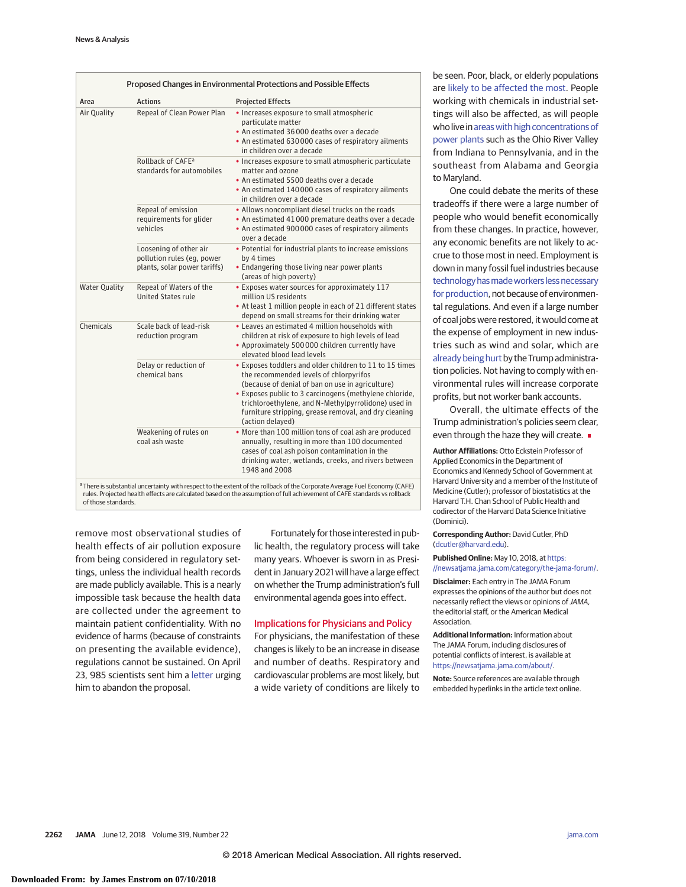**Proposed Changes in Environmental Protections and Possible Effects**

| Area | Actions | Projected Effects |
| --- | --- | --- |
| Air Quality | Repeal of Clean Power Plan | • Increases exposure to small atmospheric particulate matter<br>• An estimated 36 000 deaths over a decade<br>• An estimated 630 000 cases of respiratory ailments in children over a decade |
| | Rollback of CAFE[a] standards for automobiles | • Increases exposure to small atmospheric particulate matter and ozone<br>• An estimated 5500 deaths over a decade<br>• An estimated 140 000 cases of respiratory ailments in children over a decade |
| | Repeal of emission requirements for glider vehicles | • Allows noncompliant diesel trucks on the roads<br>• An estimated 41 000 premature deaths over a decade<br>• An estimated 900 000 cases of respiratory ailments over a decade |
| | Loosening of other air pollution rules (eg, power plants, solar power tariffs) | • Potential for industrial plants to increase emissions by 4 times<br>• Endangering those living near power plants (areas of high poverty) |
| Water Quality | Repeal of Waters of the United States rule | • Exposes water sources for approximately 117 million US residents<br>• At least 1 million people in each of 21 different states depend on small streams for their drinking water |
| Chemicals | Scale back of lead-risk reduction program | • Leaves an estimated 4 million households with children at risk of exposure to high levels of lead<br>• Approximately 500 000 children currently have elevated blood lead levels |
| | Delay or reduction of chemical bans | • Exposes toddlers and older children to 11 to 15 times the recommended levels of chlorpyrifos (because of denial of ban on use in agriculture)<br>• Exposes public to 3 carcinogens (methylene chloride, trichloroethylene, and N-Methylpyrrolidone) used in furniture stripping, grease removal, and dry cleaning (action delayed) |
| | Weakening of rules on coal ash waste | • More than 100 million tons of coal ash are produced annually, resulting in more than 100 documented cases of coal ash poison contamination in the drinking water, wetlands, creeks, and rivers between 1948 and 2008 |

[a] There is substantial uncertainty with respect to the extent of the rollback of the Corporate Average Fuel Economy (CAFE) rules. Projected health effects are calculated based on the assumption of full achievement of CAFE standards vs rollback of those standards.

remove most observational studies of health effects of air pollution exposure from being considered in regulatory settings, unless the individual health records are made publicly available. This is a nearly impossible task because the health data are collected under the agreement to maintain patient confidentiality. With no evidence of harms (because of constraints on presenting the available evidence), regulations cannot be sustained. On April 23, 985 scientists sent him a letter urging him to abandon the proposal.

Fortunately for those interested in public health, the regulatory process will take many years. Whoever is sworn in as President in January 2021 will have a large effect on whether the Trump administration's full environmental agenda goes into effect.

## Implications for Physicians and Policy

For physicians, the manifestation of these changes is likely to be an increase in disease and number of deaths. Respiratory and cardiovascular problems are most likely, but a wide variety of conditions are likely to be seen. Poor, black, or elderly populations are likely to be affected the most. People working with chemicals in industrial settings will also be affected, as will people who live in areas with high concentrations of power plants such as the Ohio River Valley from Indiana to Pennsylvania, and in the southeast from Alabama and Georgia to Maryland.

One could debate the merits of these tradeoffs if there were a large number of people who would benefit economically from these changes. In practice, however, any economic benefits are not likely to accrue to those most in need. Employment is down in many fossil fuel industries because technology has made workers less necessary for production, not because of environmental regulations. And even if a large number of coal jobs were restored, it would come at the expense of employment in new industries such as wind and solar, which are already being hurt by the Trump administration policies. Not having to comply with environmental rules will increase corporate profits, but not worker bank accounts.

Overall, the ultimate effects of the Trump administration's policies seem clear, even through the haze they will create. ■

**Author Affiliations:** Otto Eckstein Professor of Applied Economics in the Department of Economics and Kennedy School of Government at Harvard University and a member of the Institute of Medicine (Cutler); professor of biostatistics at the Harvard T.H. Chan School of Public Health and codirector of the Harvard Data Science Initiative (Dominici).

**Corresponding Author:** David Cutler, PhD (dcutler@harvard.edu).

**Published Online:** May 10, 2018, at https://newsatjama.jama.com/category/the-jama-forum/.

**Disclaimer:** Each entry in The JAMA Forum expresses the opinions of the author but does not necessarily reflect the views or opinions of *JAMA*, the editorial staff, or the American Medical Association.

**Additional Information:** Information about The JAMA Forum, including disclosures of potential conflicts of interest, is available at https://newsatjama.jama.com/about/.

**Note:** Source references are available through embedded hyperlinks in the article text online.